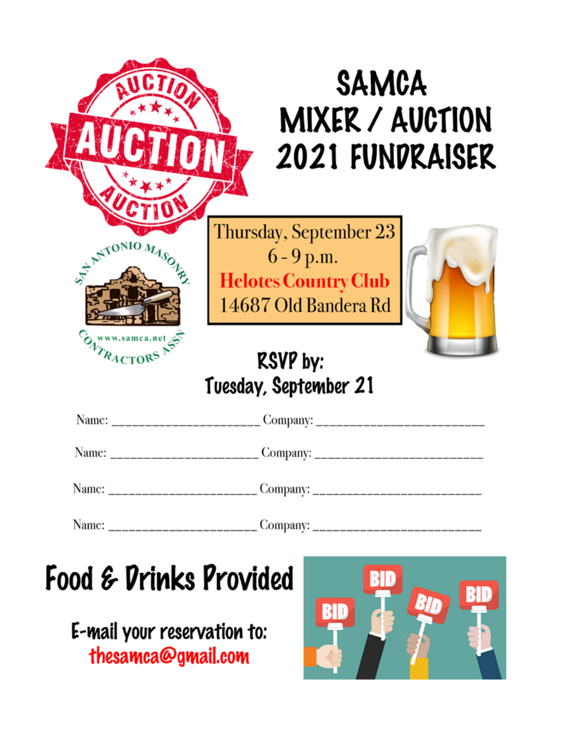# SAMCA MIXER / AUCTION 2021 FUNDRAISER

Thursday, September 23
6 - 9 p.m.
**Helotes Country Club**
14687 Old Bandera Rd

## RSVP by: Tuesday, September 21

Name: ______________________ Company: ________________________

Name: ______________________ Company: ________________________

Name: ______________________ Company: ________________________

Name: ______________________ Company: ________________________

## Food & Drinks Provided

E-mail your reservation to:
thesamca@gmail.com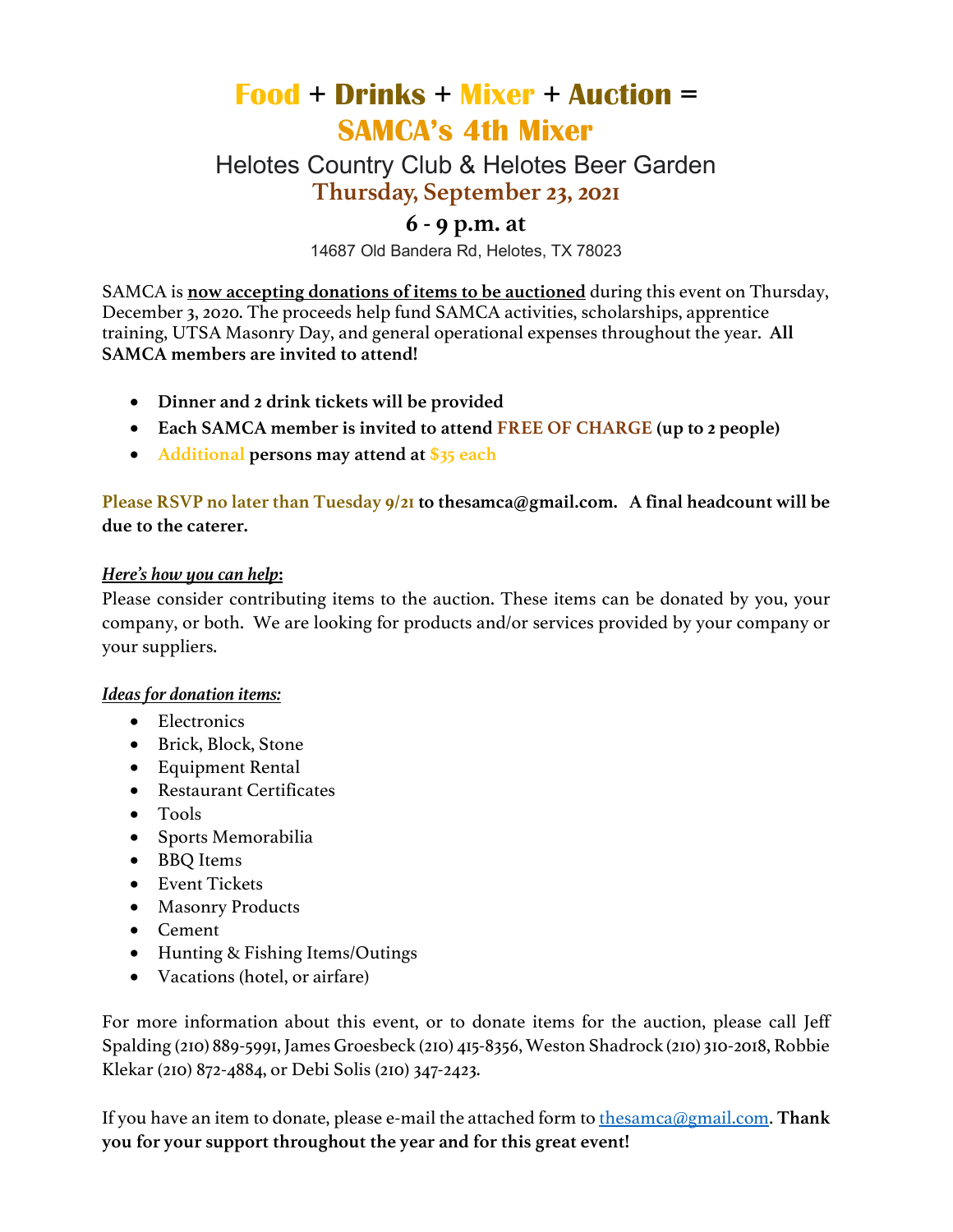# **Food** + **Drinks** + **Mixer** + **Auction** = **SAMCA's 4th Mixer**

## Helotes Country Club & Helotes Beer Garden

### Thursday, September 23, 2021

### 6 - 9 p.m. at

14687 Old Bandera Rd, Helotes, TX 78023

SAMCA is **now accepting donations of items to be auctioned** during this event on Thursday, December 3, 2020. The proceeds help fund SAMCA activities, scholarships, apprentice training, UTSA Masonry Day, and general operational expenses throughout the year. **All SAMCA members are invited to attend!**

- **Dinner and 2 drink tickets will be provided**
- **Each SAMCA member is invited to attend FREE OF CHARGE (up to 2 people)**
- **Additional persons may attend at $35 each**

**Please RSVP no later than Tuesday 9/21 to thesamca@gmail.com. A final headcount will be due to the caterer.**

***Here's how you can help:***

Please consider contributing items to the auction. These items can be donated by you, your company, or both. We are looking for products and/or services provided by your company or your suppliers.

***Ideas for donation items:***

- Electronics
- Brick, Block, Stone
- Equipment Rental
- Restaurant Certificates
- Tools
- Sports Memorabilia
- BBQ Items
- Event Tickets
- Masonry Products
- Cement
- Hunting & Fishing Items/Outings
- Vacations (hotel, or airfare)

For more information about this event, or to donate items for the auction, please call Jeff Spalding (210) 889-5991, James Groesbeck (210) 415-8356, Weston Shadrock (210) 310-2018, Robbie Klekar (210) 872-4884, or Debi Solis (210) 347-2423.

If you have an item to donate, please e-mail the attached form to thesamca@gmail.com. **Thank you for your support throughout the year and for this great event!**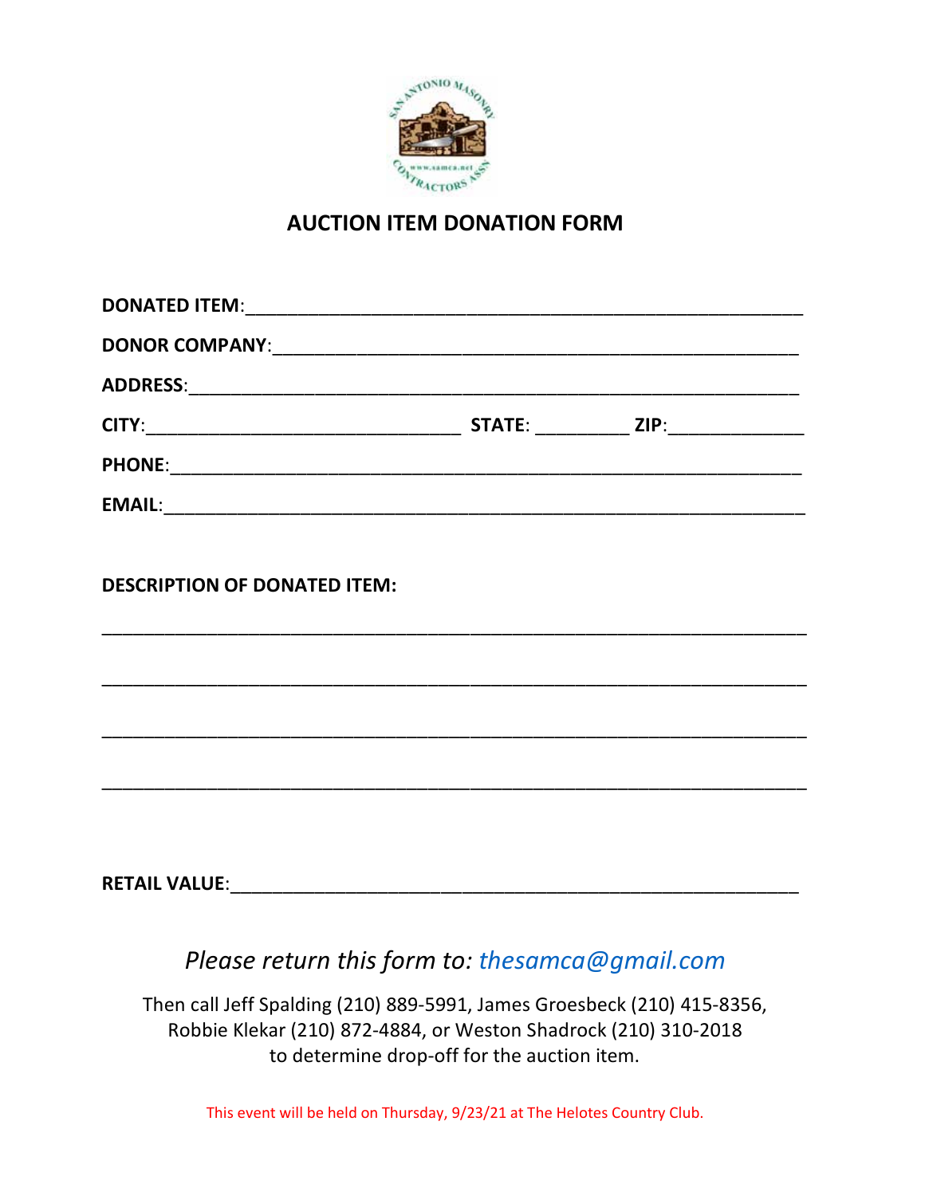# AUCTION ITEM DONATION FORM

**DONATED ITEM**:_______________________________________________________

**DONOR COMPANY**:_____________________________________________________

**ADDRESS**:___________________________________________________________

**CITY**:______________________________ **STATE**: _________ **ZIP**:_____________

**PHONE**:_____________________________________________________________

**EMAIL**:______________________________________________________________

**DESCRIPTION OF DONATED ITEM:**

_____________________________________________________________________

_____________________________________________________________________

_____________________________________________________________________

_____________________________________________________________________

**RETAIL VALUE**:_______________________________________________________

*Please return this form to: thesamca@gmail.com*

Then call Jeff Spalding (210) 889-5991, James Groesbeck (210) 415-8356, Robbie Klekar (210) 872-4884, or Weston Shadrock (210) 310-2018 to determine drop-off for the auction item.

This event will be held on Thursday, 9/23/21 at The Helotes Country Club.